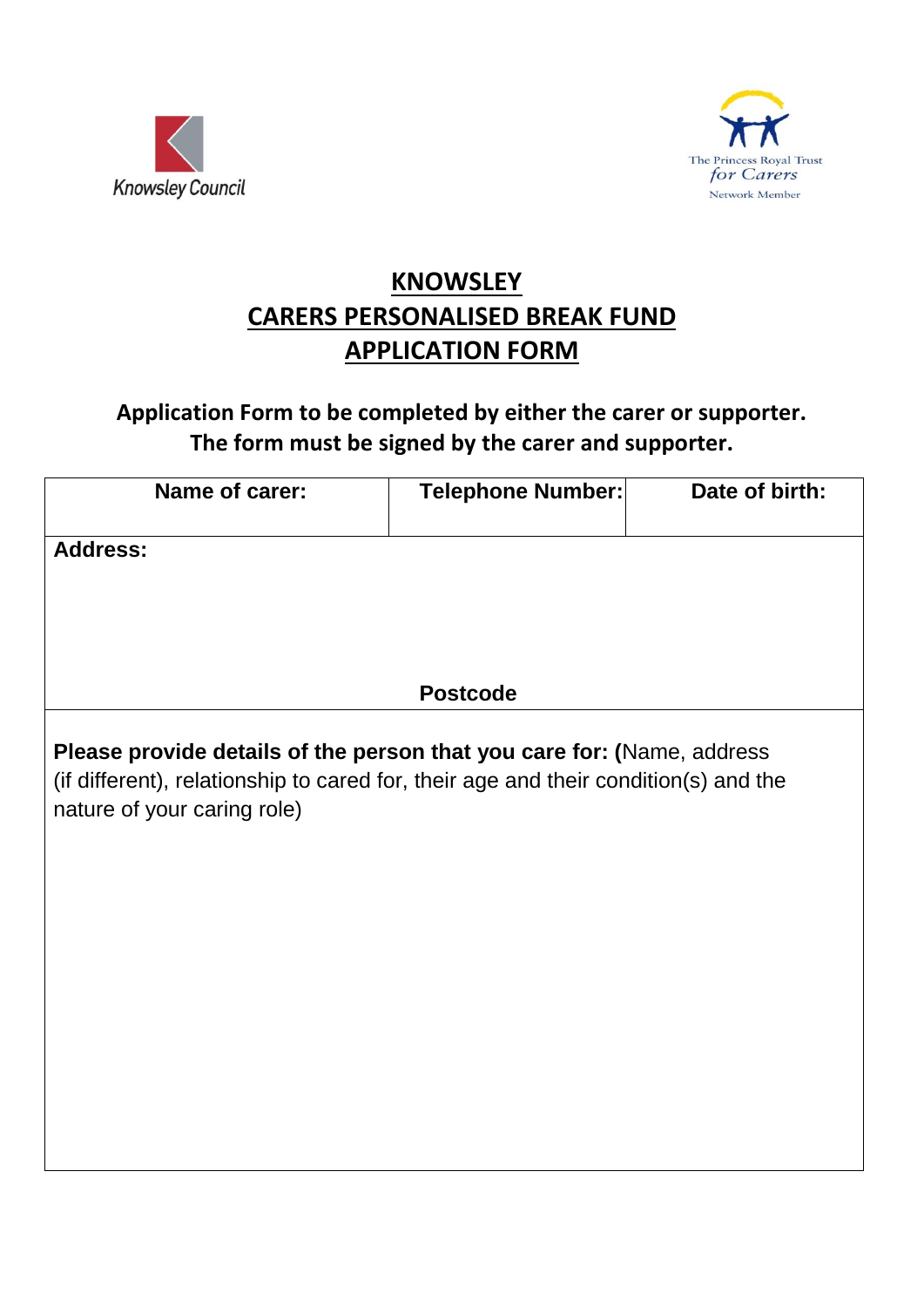Knowsley Council

The Princess Royal Trust for Carers Network Member

# KNOWSLEY
# CARERS PERSONALISED BREAK FUND
# APPLICATION FORM

**Application Form to be completed by either the carer or supporter.**
**The form must be signed by the carer and supporter.**

| **Name of carer:** | **Telephone Number:** | **Date of birth:** |
|---|---|---|
| **Address:**<br><br><br><br>**Postcode** | | |
| **Please provide details of the person that you care for: (**Name, address (if different), relationship to cared for, their age and their condition(s) and the nature of your caring role) | | |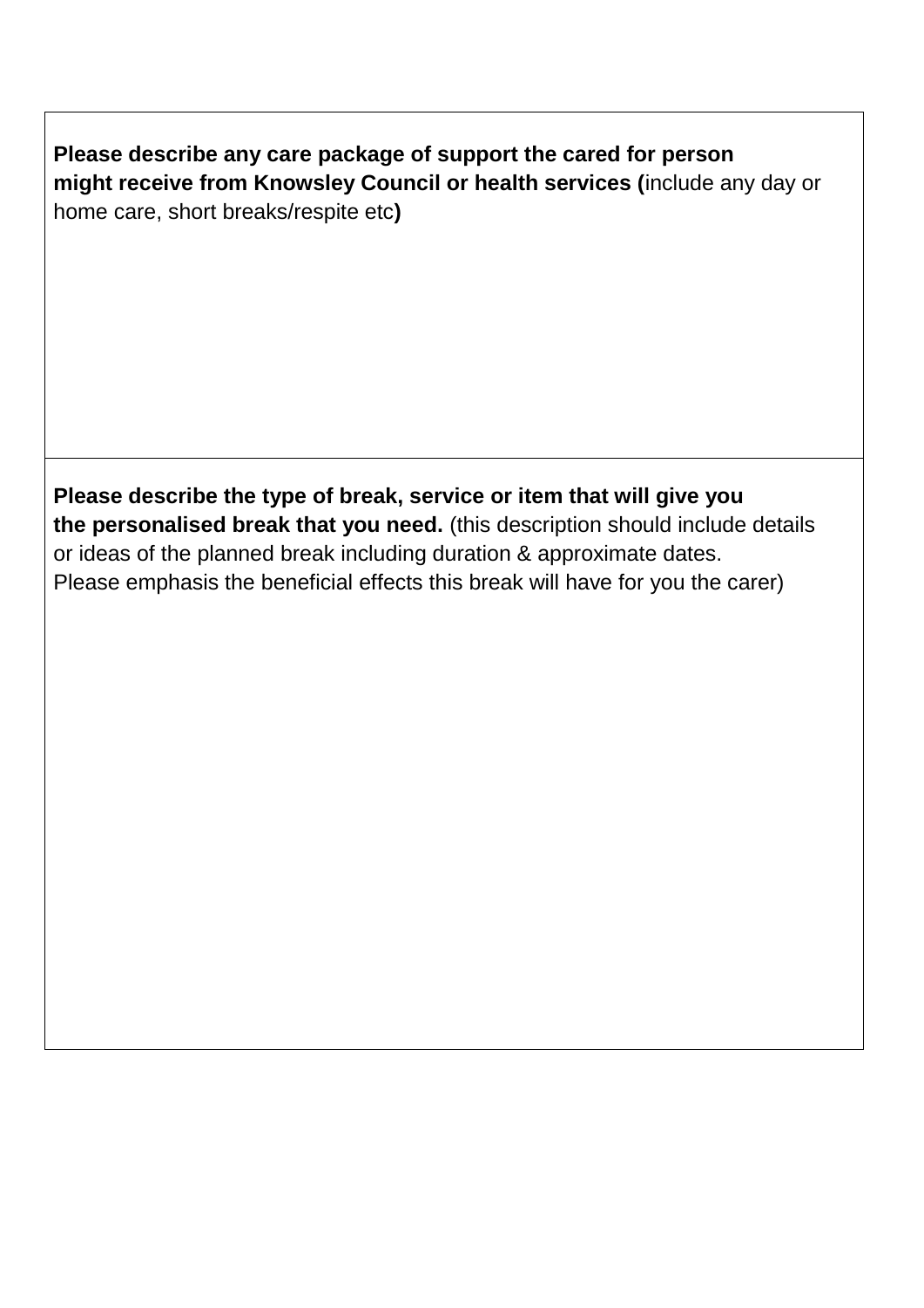**Please describe any care package of support the cared for person might receive from Knowsley Council or health services (**include any day or home care, short breaks/respite etc**)**

**Please describe the type of break, service or item that will give you the personalised break that you need.** (this description should include details or ideas of the planned break including duration & approximate dates. Please emphasis the beneficial effects this break will have for you the carer)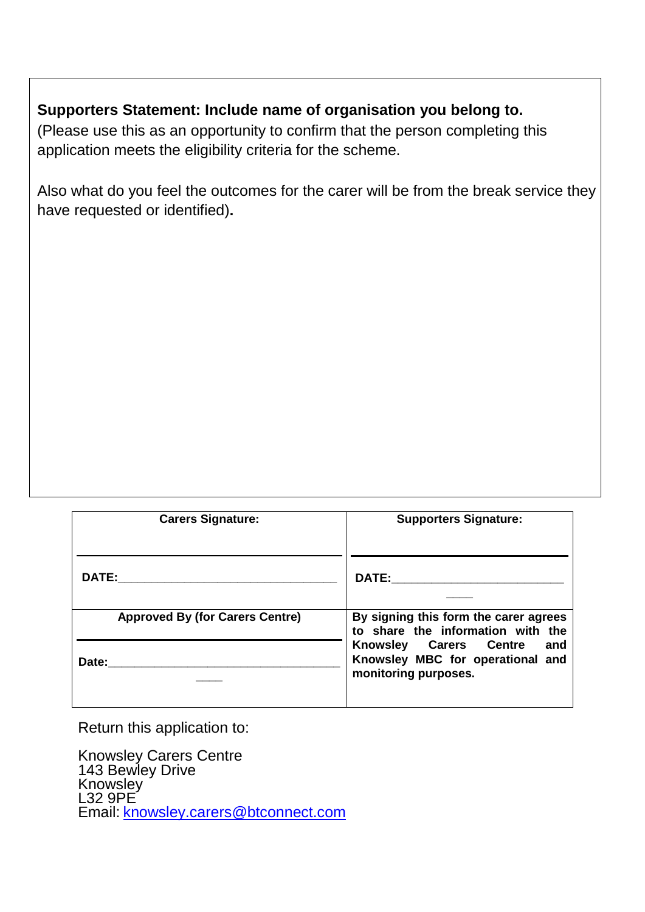**Supporters Statement: Include name of organisation you belong to.**
(Please use this as an opportunity to confirm that the person completing this application meets the eligibility criteria for the scheme.

Also what do you feel the outcomes for the carer will be from the break service they have requested or identified)**.**

| | |
|---|---|
| **Carers Signature:**<br><br>**DATE:**___________________________ | **Supporters Signature:**<br><br>**DATE:**___________________________ |
| **Approved By (for Carers Centre)**<br><br>**Date:**___________________________ | **By signing this form the carer agrees to share the information with the Knowsley Carers Centre and Knowsley MBC for operational and monitoring purposes.** |

Return this application to:

Knowsley Carers Centre
143 Bewley Drive
Knowsley
L32 9PE
Email: knowsley.carers@btconnect.com